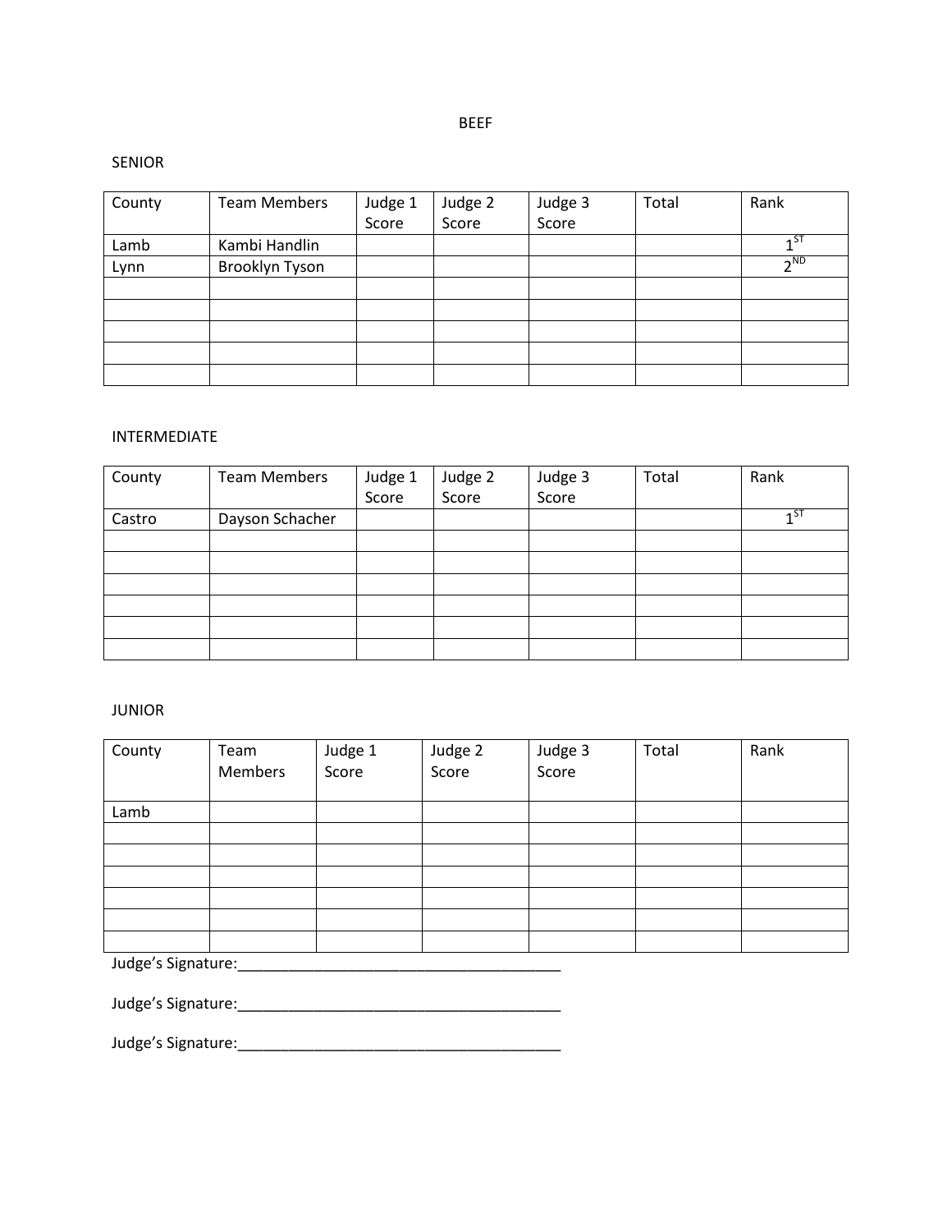# BEEF

## SENIOR

| County | Team Members | Judge 1 Score | Judge 2 Score | Judge 3 Score | Total | Rank |
|---|---|---|---|---|---|---|
| Lamb | Kambi Handlin | | | | | 1ST |
| Lynn | Brooklyn Tyson | | | | | 2ND |
| | | | | | | |
| | | | | | | |
| | | | | | | |
| | | | | | | |
| | | | | | | |

## INTERMEDIATE

| County | Team Members | Judge 1 Score | Judge 2 Score | Judge 3 Score | Total | Rank |
|---|---|---|---|---|---|---|
| Castro | Dayson Schacher | | | | | 1ST |
| | | | | | | |
| | | | | | | |
| | | | | | | |
| | | | | | | |
| | | | | | | |
| | | | | | | |

## JUNIOR

| County | Team Members | Judge 1 Score | Judge 2 Score | Judge 3 Score | Total | Rank |
|---|---|---|---|---|---|---|
| Lamb | | | | | | |
| | | | | | | |
| | | | | | | |
| | | | | | | |
| | | | | | | |
| | | | | | | |
| | | | | | | |

Judge's Signature:_______________________________________

Judge's Signature:_______________________________________

Judge's Signature:_______________________________________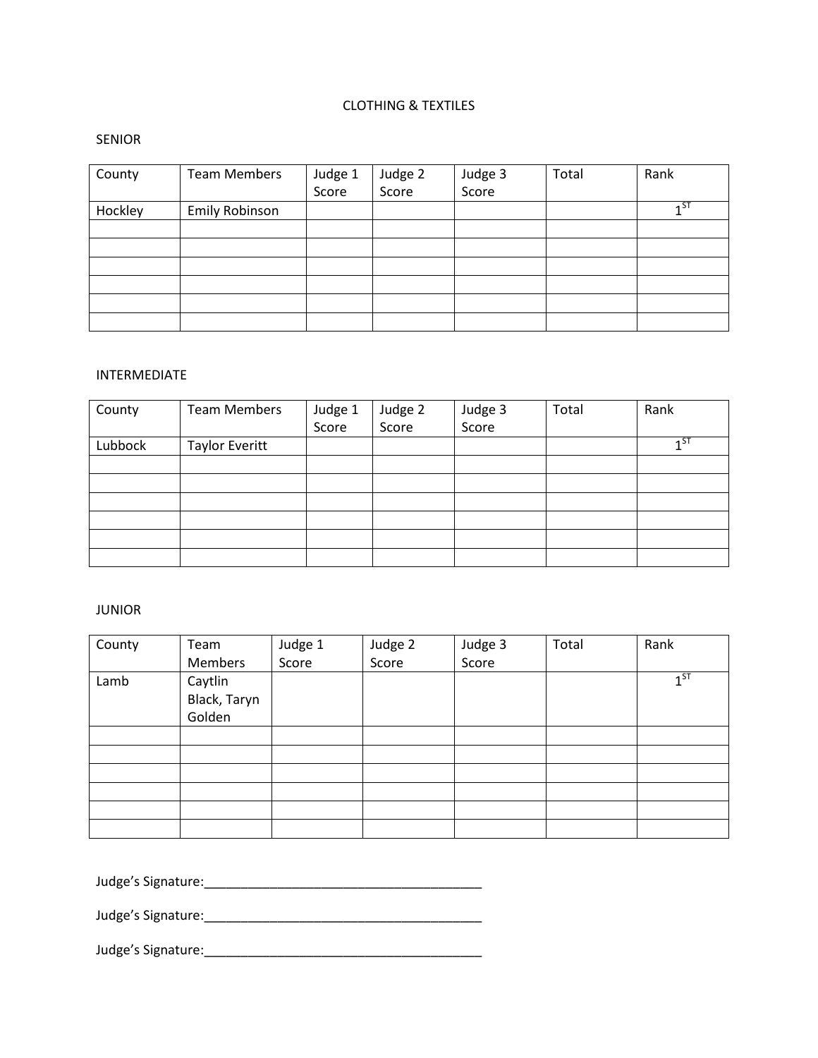# CLOTHING & TEXTILES

## SENIOR

| County | Team Members | Judge 1 Score | Judge 2 Score | Judge 3 Score | Total | Rank |
|---|---|---|---|---|---|---|
| Hockley | Emily Robinson | | | | | 1ST |
| | | | | | | |
| | | | | | | |
| | | | | | | |
| | | | | | | |
| | | | | | | |
| | | | | | | |

## INTERMEDIATE

| County | Team Members | Judge 1 Score | Judge 2 Score | Judge 3 Score | Total | Rank |
|---|---|---|---|---|---|---|
| Lubbock | Taylor Everitt | | | | | 1ST |
| | | | | | | |
| | | | | | | |
| | | | | | | |
| | | | | | | |
| | | | | | | |
| | | | | | | |

## JUNIOR

| County | Team Members | Judge 1 Score | Judge 2 Score | Judge 3 Score | Total | Rank |
|---|---|---|---|---|---|---|
| Lamb | Caytlin Black, Taryn Golden | | | | | 1ST |
| | | | | | | |
| | | | | | | |
| | | | | | | |
| | | | | | | |
| | | | | | | |
| | | | | | | |

Judge's Signature:_______________________________________

Judge's Signature:_______________________________________

Judge's Signature:_______________________________________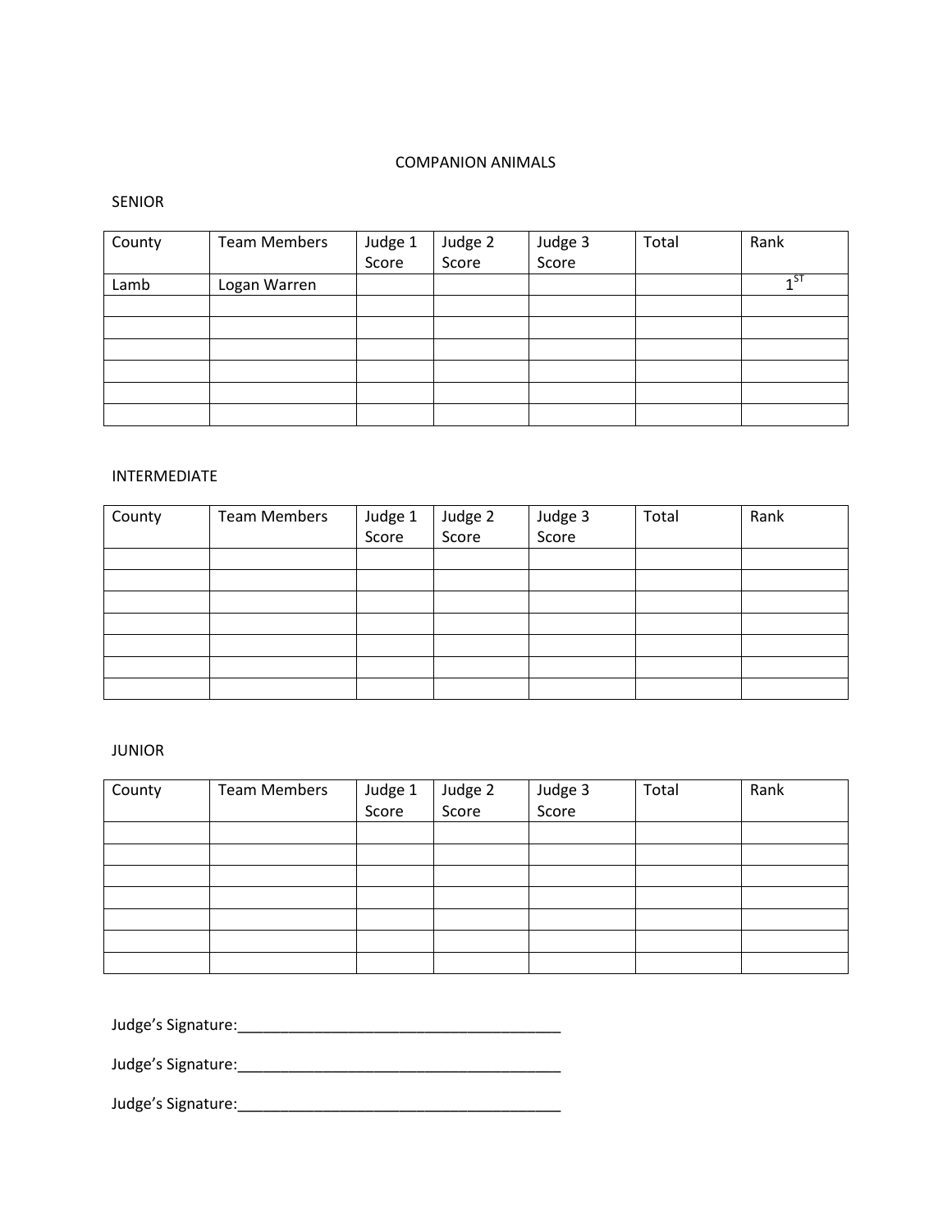# COMPANION ANIMALS

## SENIOR

| County | Team Members | Judge 1 Score | Judge 2 Score | Judge 3 Score | Total | Rank |
|---|---|---|---|---|---|---|
| Lamb | Logan Warren | | | | | 1ST |
| | | | | | | |
| | | | | | | |
| | | | | | | |
| | | | | | | |
| | | | | | | |
| | | | | | | |

## INTERMEDIATE

| County | Team Members | Judge 1 Score | Judge 2 Score | Judge 3 Score | Total | Rank |
|---|---|---|---|---|---|---|
| | | | | | | |
| | | | | | | |
| | | | | | | |
| | | | | | | |
| | | | | | | |
| | | | | | | |
| | | | | | | |

## JUNIOR

| County | Team Members | Judge 1 Score | Judge 2 Score | Judge 3 Score | Total | Rank |
|---|---|---|---|---|---|---|
| | | | | | | |
| | | | | | | |
| | | | | | | |
| | | | | | | |
| | | | | | | |
| | | | | | | |
| | | | | | | |

Judge's Signature:_______________________________________

Judge's Signature:_______________________________________

Judge's Signature:_______________________________________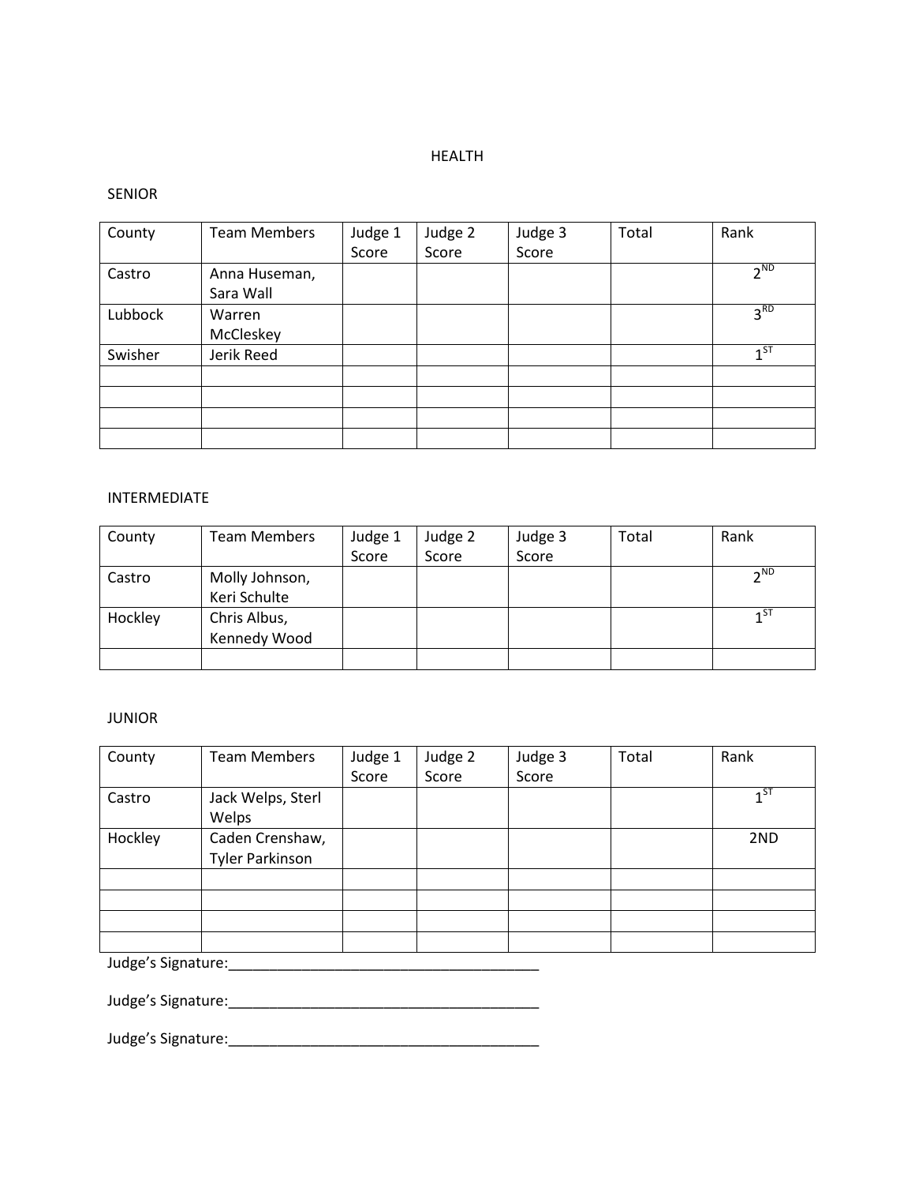# HEALTH

## SENIOR

| County | Team Members | Judge 1 Score | Judge 2 Score | Judge 3 Score | Total | Rank |
|---|---|---|---|---|---|---|
| Castro | Anna Huseman, Sara Wall | | | | | 2ND |
| Lubbock | Warren McCleskey | | | | | 3RD |
| Swisher | Jerik Reed | | | | | 1ST |
| | | | | | | |
| | | | | | | |
| | | | | | | |
| | | | | | | |

## INTERMEDIATE

| County | Team Members | Judge 1 Score | Judge 2 Score | Judge 3 Score | Total | Rank |
|---|---|---|---|---|---|---|
| Castro | Molly Johnson, Keri Schulte | | | | | 2ND |
| Hockley | Chris Albus, Kennedy Wood | | | | | 1ST |
| | | | | | | |

## JUNIOR

| County | Team Members | Judge 1 Score | Judge 2 Score | Judge 3 Score | Total | Rank |
|---|---|---|---|---|---|---|
| Castro | Jack Welps, Sterl Welps | | | | | 1ST |
| Hockley | Caden Crenshaw, Tyler Parkinson | | | | | 2ND |
| | | | | | | |
| | | | | | | |
| | | | | | | |
| | | | | | | |

Judge's Signature:_______________________________________

Judge's Signature:_______________________________________

Judge's Signature:_______________________________________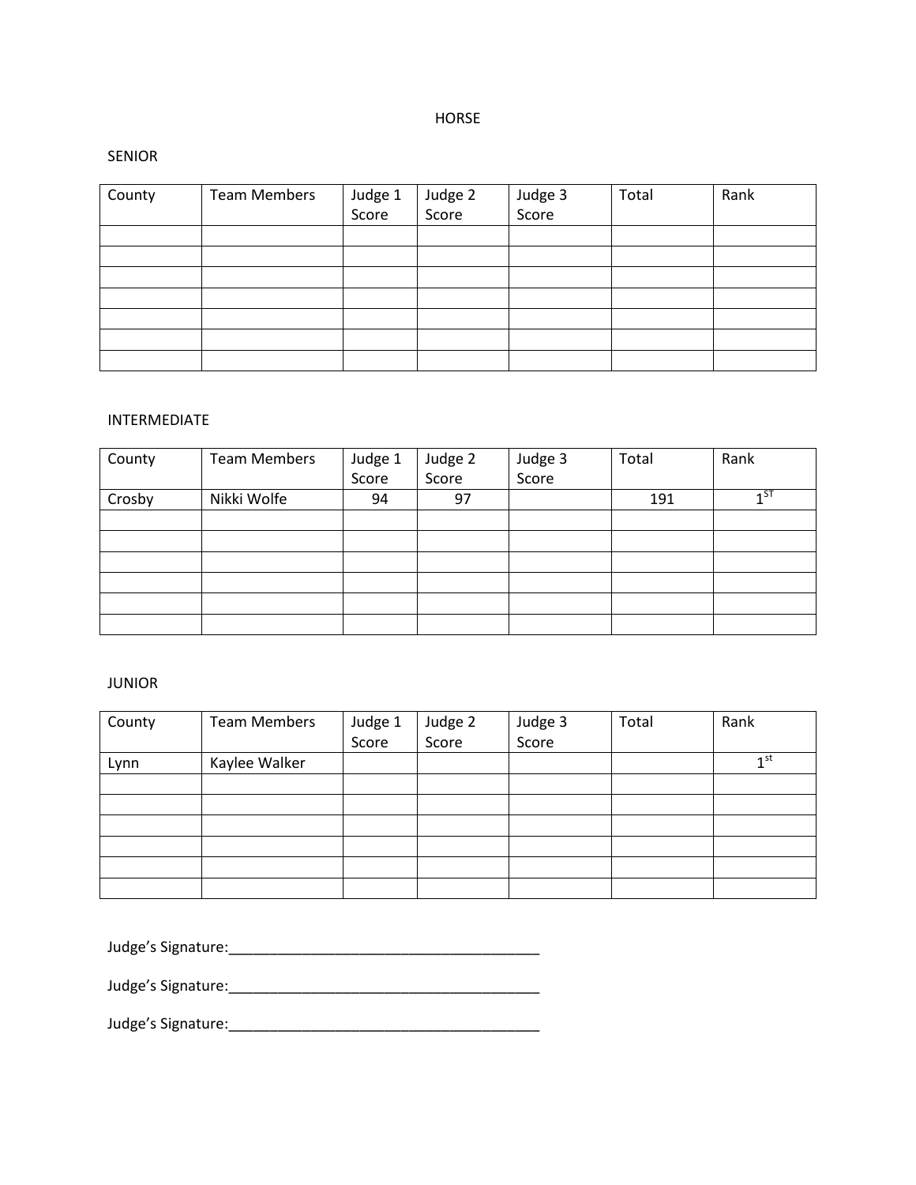# HORSE

## SENIOR

| County | Team Members | Judge 1 Score | Judge 2 Score | Judge 3 Score | Total | Rank |
|---|---|---|---|---|---|---|
| | | | | | | |
| | | | | | | |
| | | | | | | |
| | | | | | | |
| | | | | | | |
| | | | | | | |
| | | | | | | |

## INTERMEDIATE

| County | Team Members | Judge 1 Score | Judge 2 Score | Judge 3 Score | Total | Rank |
|---|---|---|---|---|---|---|
| Crosby | Nikki Wolfe | 94 | 97 | | 191 | 1ST |
| | | | | | | |
| | | | | | | |
| | | | | | | |
| | | | | | | |
| | | | | | | |
| | | | | | | |

## JUNIOR

| County | Team Members | Judge 1 Score | Judge 2 Score | Judge 3 Score | Total | Rank |
|---|---|---|---|---|---|---|
| Lynn | Kaylee Walker | | | | | 1st |
| | | | | | | |
| | | | | | | |
| | | | | | | |
| | | | | | | |
| | | | | | | |
| | | | | | | |

Judge's Signature:_______________________________________

Judge's Signature:_______________________________________

Judge's Signature:_______________________________________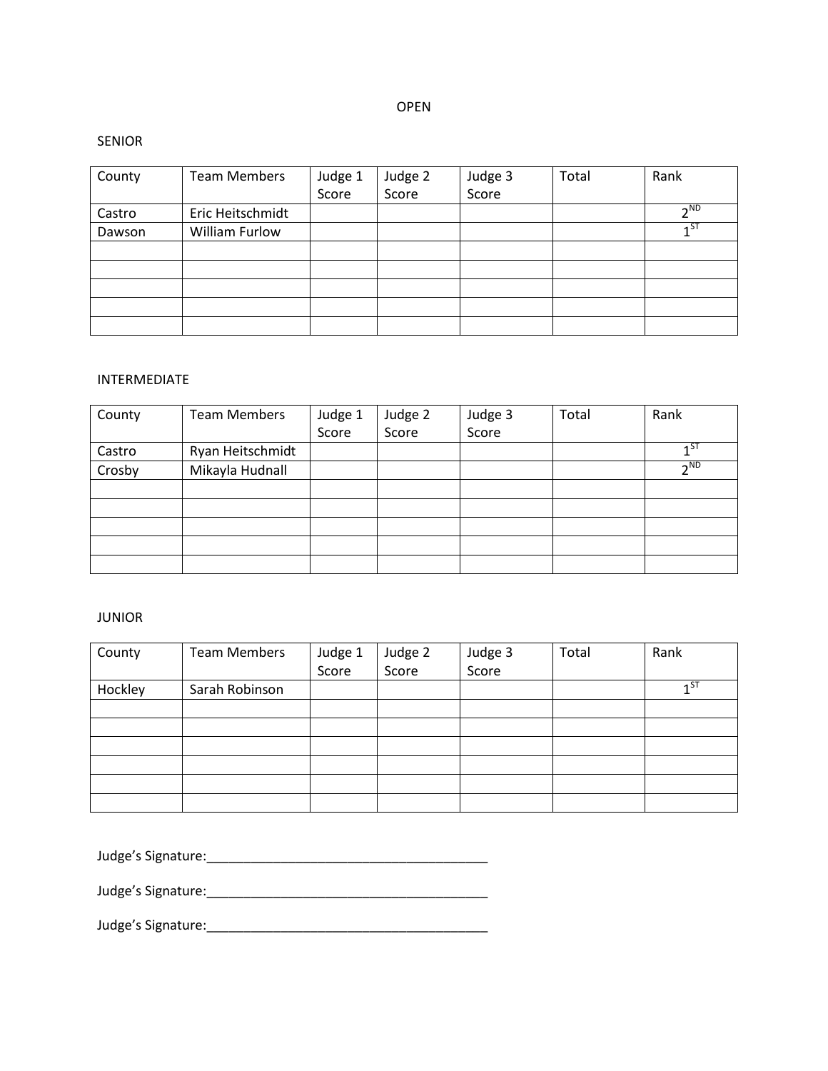# OPEN

## SENIOR

| County | Team Members | Judge 1 Score | Judge 2 Score | Judge 3 Score | Total | Rank |
|---|---|---|---|---|---|---|
| Castro | Eric Heitschmidt | | | | | 2ND |
| Dawson | William Furlow | | | | | 1ST |
| | | | | | | |
| | | | | | | |
| | | | | | | |
| | | | | | | |
| | | | | | | |

## INTERMEDIATE

| County | Team Members | Judge 1 Score | Judge 2 Score | Judge 3 Score | Total | Rank |
|---|---|---|---|---|---|---|
| Castro | Ryan Heitschmidt | | | | | 1ST |
| Crosby | Mikayla Hudnall | | | | | 2ND |
| | | | | | | |
| | | | | | | |
| | | | | | | |
| | | | | | | |
| | | | | | | |

## JUNIOR

| County | Team Members | Judge 1 Score | Judge 2 Score | Judge 3 Score | Total | Rank |
|---|---|---|---|---|---|---|
| Hockley | Sarah Robinson | | | | | 1ST |
| | | | | | | |
| | | | | | | |
| | | | | | | |
| | | | | | | |
| | | | | | | |
| | | | | | | |

Judge's Signature:_______________________________________

Judge's Signature:_______________________________________

Judge's Signature:_______________________________________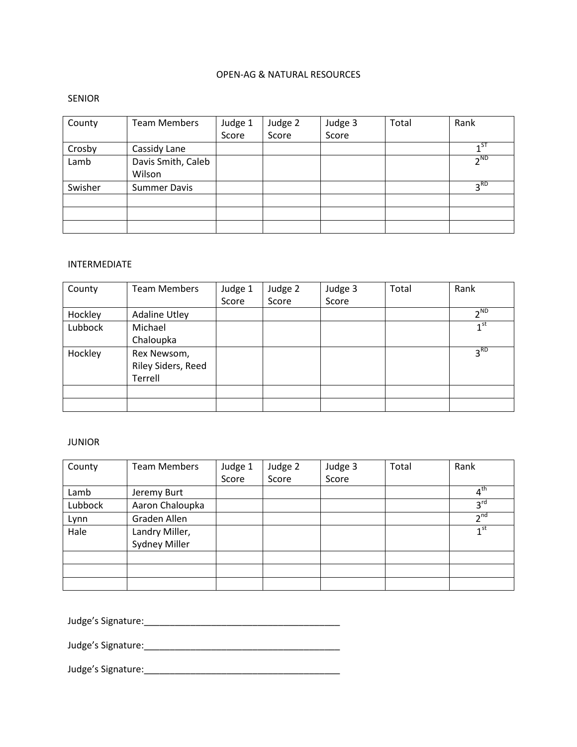OPEN-AG & NATURAL RESOURCES

SENIOR

| County | Team Members | Judge 1 Score | Judge 2 Score | Judge 3 Score | Total | Rank |
|---|---|---|---|---|---|---|
| Crosby | Cassidy Lane | | | | | 1ST |
| Lamb | Davis Smith, Caleb Wilson | | | | | 2ND |
| Swisher | Summer Davis | | | | | 3RD |
| | | | | | | |
| | | | | | | |
| | | | | | | |

INTERMEDIATE

| County | Team Members | Judge 1 Score | Judge 2 Score | Judge 3 Score | Total | Rank |
|---|---|---|---|---|---|---|
| Hockley | Adaline Utley | | | | | 2ND |
| Lubbock | Michael Chaloupka | | | | | 1st |
| Hockley | Rex Newsom, Riley Siders, Reed Terrell | | | | | 3RD |
| | | | | | | |
| | | | | | | |

JUNIOR

| County | Team Members | Judge 1 Score | Judge 2 Score | Judge 3 Score | Total | Rank |
|---|---|---|---|---|---|---|
| Lamb | Jeremy Burt | | | | | 4th |
| Lubbock | Aaron Chaloupka | | | | | 3rd |
| Lynn | Graden Allen | | | | | 2nd |
| Hale | Landry Miller, Sydney Miller | | | | | 1st |
| | | | | | | |
| | | | | | | |
| | | | | | | |

Judge's Signature:_______________________________________

Judge's Signature:_______________________________________

Judge's Signature:_______________________________________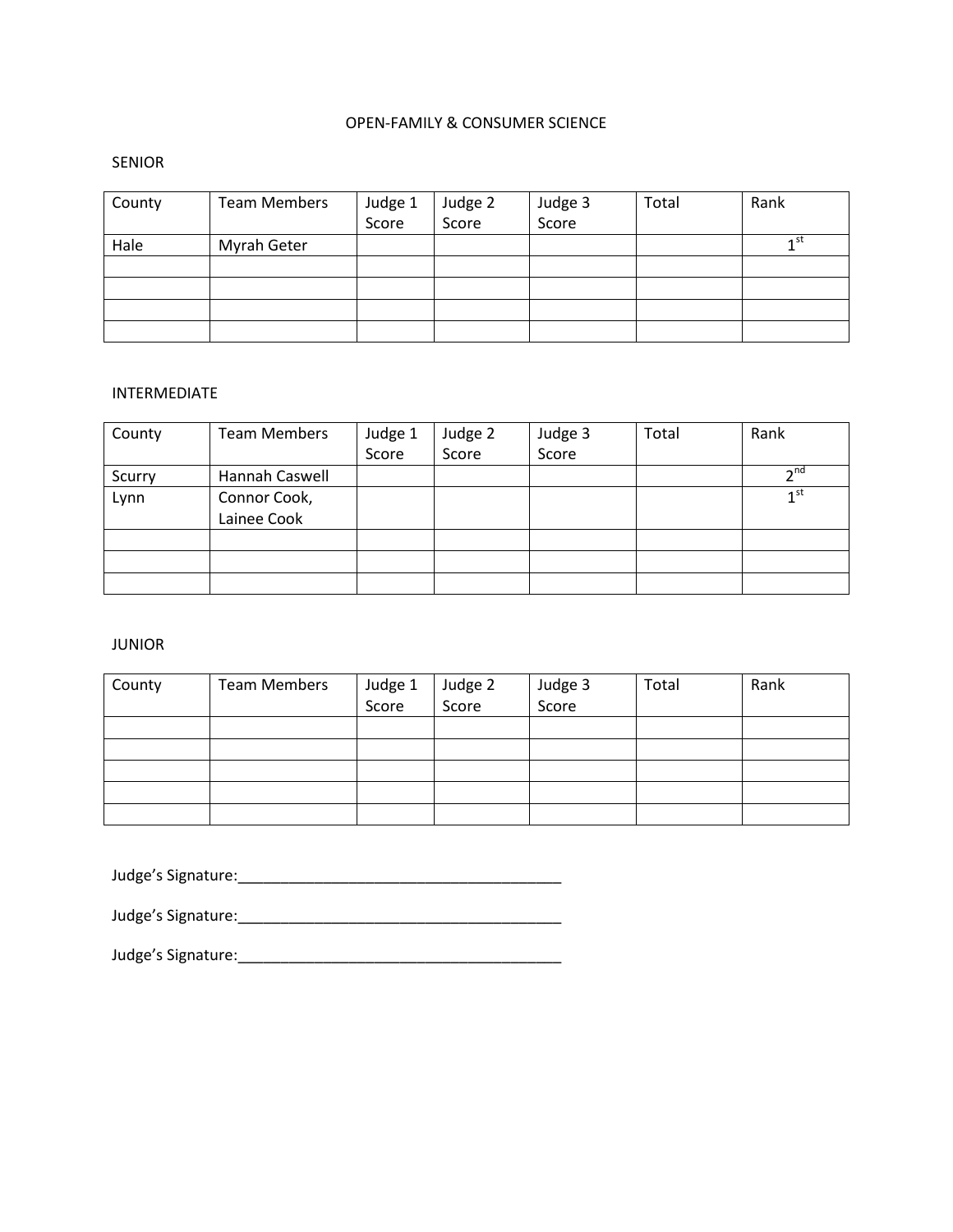# OPEN-FAMILY & CONSUMER SCIENCE

## SENIOR

| County | Team Members | Judge 1 Score | Judge 2 Score | Judge 3 Score | Total | Rank |
|---|---|---|---|---|---|---|
| Hale | Myrah Geter | | | | | 1st |
| | | | | | | |
| | | | | | | |
| | | | | | | |
| | | | | | | |

## INTERMEDIATE

| County | Team Members | Judge 1 Score | Judge 2 Score | Judge 3 Score | Total | Rank |
|---|---|---|---|---|---|---|
| Scurry | Hannah Caswell | | | | | 2nd |
| Lynn | Connor Cook, Lainee Cook | | | | | 1st |
| | | | | | | |
| | | | | | | |
| | | | | | | |

## JUNIOR

| County | Team Members | Judge 1 Score | Judge 2 Score | Judge 3 Score | Total | Rank |
|---|---|---|---|---|---|---|
| | | | | | | |
| | | | | | | |
| | | | | | | |
| | | | | | | |
| | | | | | | |

Judge's Signature:_______________________________________

Judge's Signature:_______________________________________

Judge's Signature:_______________________________________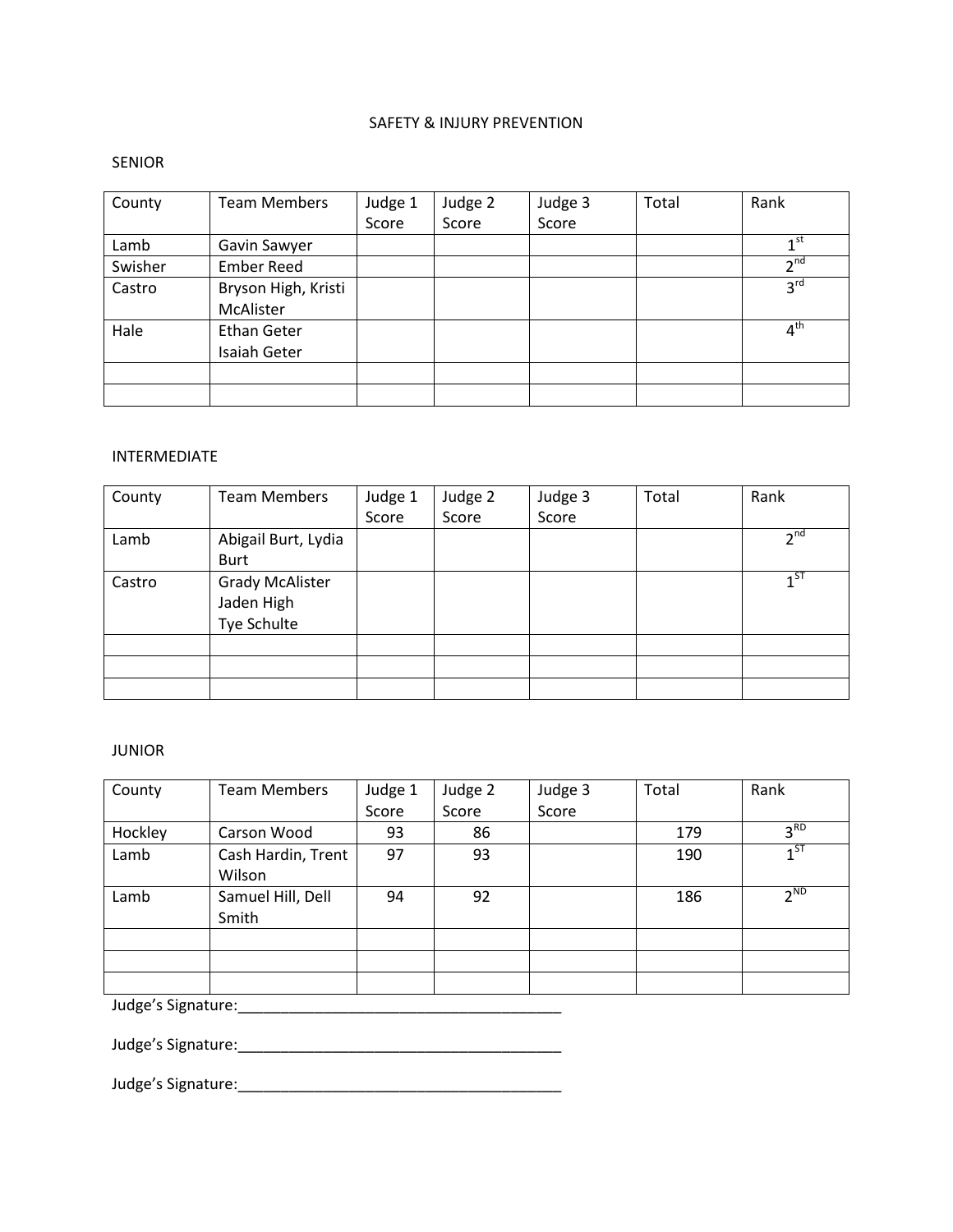# SAFETY & INJURY PREVENTION

## SENIOR

| County | Team Members | Judge 1 Score | Judge 2 Score | Judge 3 Score | Total | Rank |
|---|---|---|---|---|---|---|
| Lamb | Gavin Sawyer | | | | | 1st |
| Swisher | Ember Reed | | | | | 2nd |
| Castro | Bryson High, Kristi McAlister | | | | | 3rd |
| Hale | Ethan Geter Isaiah Geter | | | | | 4th |
| | | | | | | |
| | | | | | | |

## INTERMEDIATE

| County | Team Members | Judge 1 Score | Judge 2 Score | Judge 3 Score | Total | Rank |
|---|---|---|---|---|---|---|
| Lamb | Abigail Burt, Lydia Burt | | | | | 2nd |
| Castro | Grady McAlister Jaden High Tye Schulte | | | | | 1ST |
| | | | | | | |
| | | | | | | |
| | | | | | | |

## JUNIOR

| County | Team Members | Judge 1 Score | Judge 2 Score | Judge 3 Score | Total | Rank |
|---|---|---|---|---|---|---|
| Hockley | Carson Wood | 93 | 86 | | 179 | 3RD |
| Lamb | Cash Hardin, Trent Wilson | 97 | 93 | | 190 | 1ST |
| Lamb | Samuel Hill, Dell Smith | 94 | 92 | | 186 | 2ND |
| | | | | | | |
| | | | | | | |
| | | | | | | |

Judge's Signature:_______________________________________

Judge's Signature:_______________________________________

Judge's Signature:_______________________________________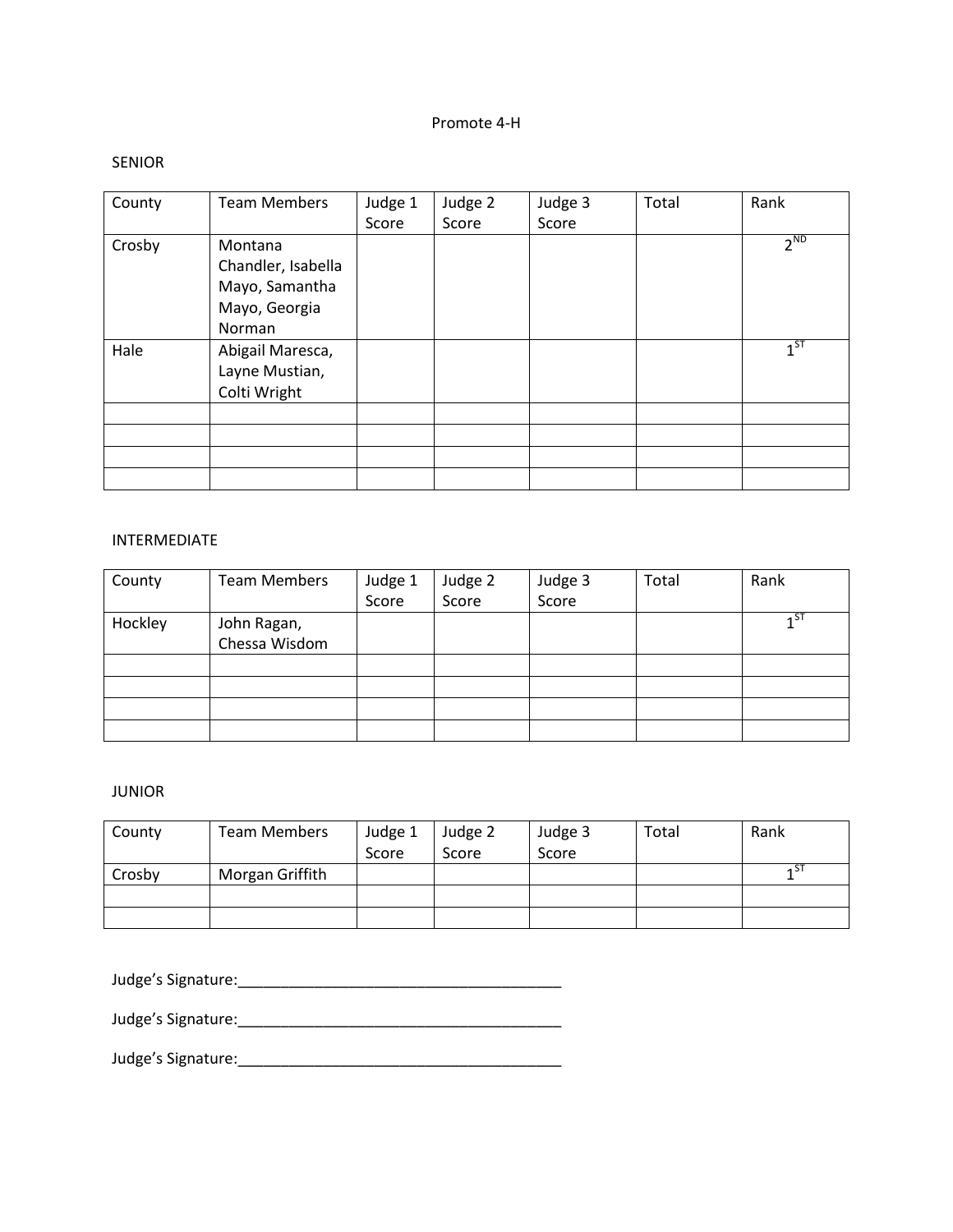# Promote 4-H

## SENIOR

| County | Team Members | Judge 1 Score | Judge 2 Score | Judge 3 Score | Total | Rank |
|---|---|---|---|---|---|---|
| Crosby | Montana Chandler, Isabella Mayo, Samantha Mayo, Georgia Norman | | | | | 2ND |
| Hale | Abigail Maresca, Layne Mustian, Colti Wright | | | | | 1ST |
| | | | | | | |
| | | | | | | |
| | | | | | | |
| | | | | | | |

## INTERMEDIATE

| County | Team Members | Judge 1 Score | Judge 2 Score | Judge 3 Score | Total | Rank |
|---|---|---|---|---|---|---|
| Hockley | John Ragan, Chessa Wisdom | | | | | 1ST |
| | | | | | | |
| | | | | | | |
| | | | | | | |
| | | | | | | |

## JUNIOR

| County | Team Members | Judge 1 Score | Judge 2 Score | Judge 3 Score | Total | Rank |
|---|---|---|---|---|---|---|
| Crosby | Morgan Griffith | | | | | 1ST |
| | | | | | | |
| | | | | | | |

Judge's Signature:_______________________________________

Judge's Signature:_______________________________________

Judge's Signature:_______________________________________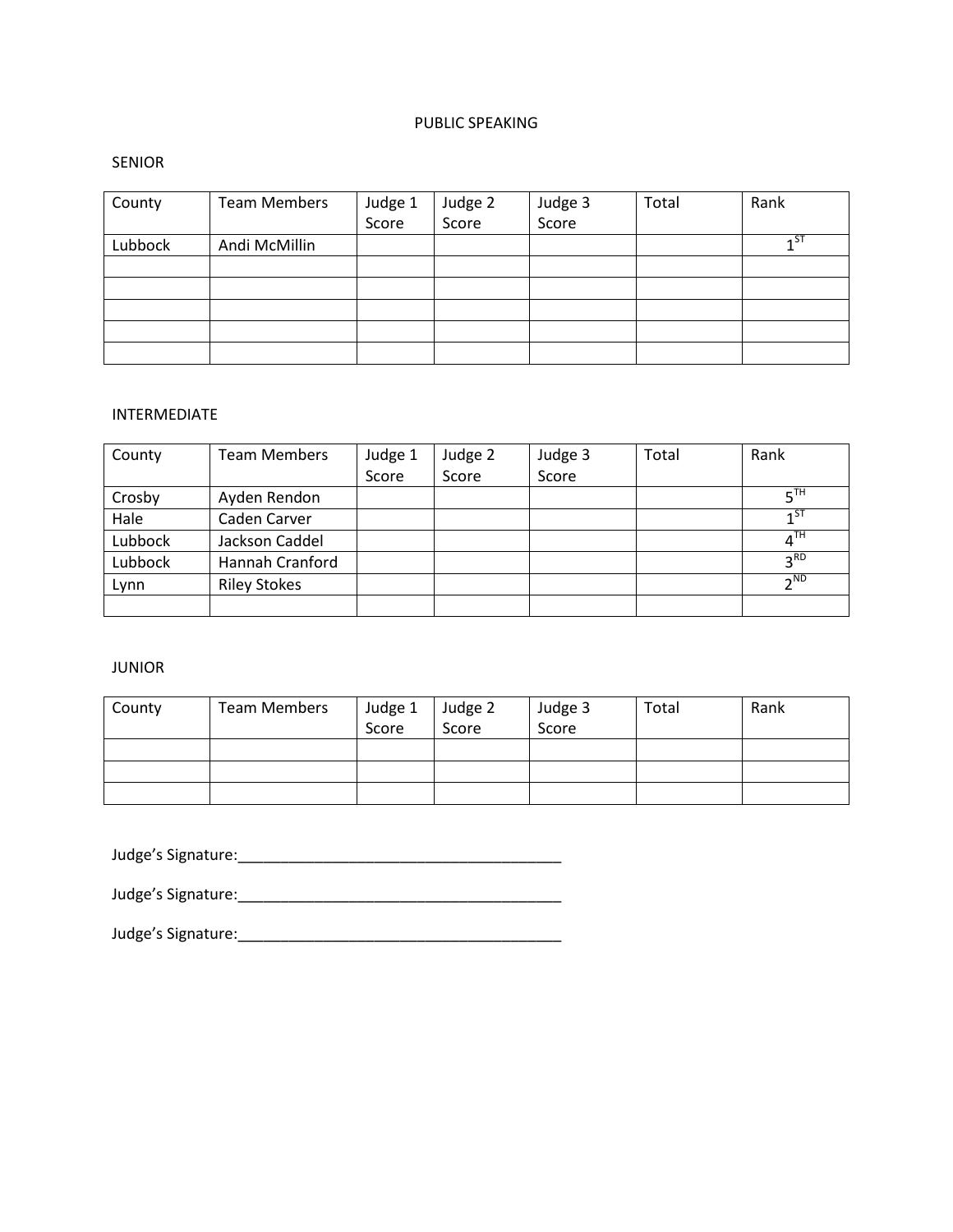# PUBLIC SPEAKING

## SENIOR

| County | Team Members | Judge 1 Score | Judge 2 Score | Judge 3 Score | Total | Rank |
|---|---|---|---|---|---|---|
| Lubbock | Andi McMillin | | | | | 1ST |
| | | | | | | |
| | | | | | | |
| | | | | | | |
| | | | | | | |
| | | | | | | |

## INTERMEDIATE

| County | Team Members | Judge 1 Score | Judge 2 Score | Judge 3 Score | Total | Rank |
|---|---|---|---|---|---|---|
| Crosby | Ayden Rendon | | | | | 5TH |
| Hale | Caden Carver | | | | | 1ST |
| Lubbock | Jackson Caddel | | | | | 4TH |
| Lubbock | Hannah Cranford | | | | | 3RD |
| Lynn | Riley Stokes | | | | | 2ND |
| | | | | | | |

## JUNIOR

| County | Team Members | Judge 1 Score | Judge 2 Score | Judge 3 Score | Total | Rank |
|---|---|---|---|---|---|---|
| | | | | | | |
| | | | | | | |
| | | | | | | |

Judge's Signature:_______________________________________

Judge's Signature:_______________________________________

Judge's Signature:_______________________________________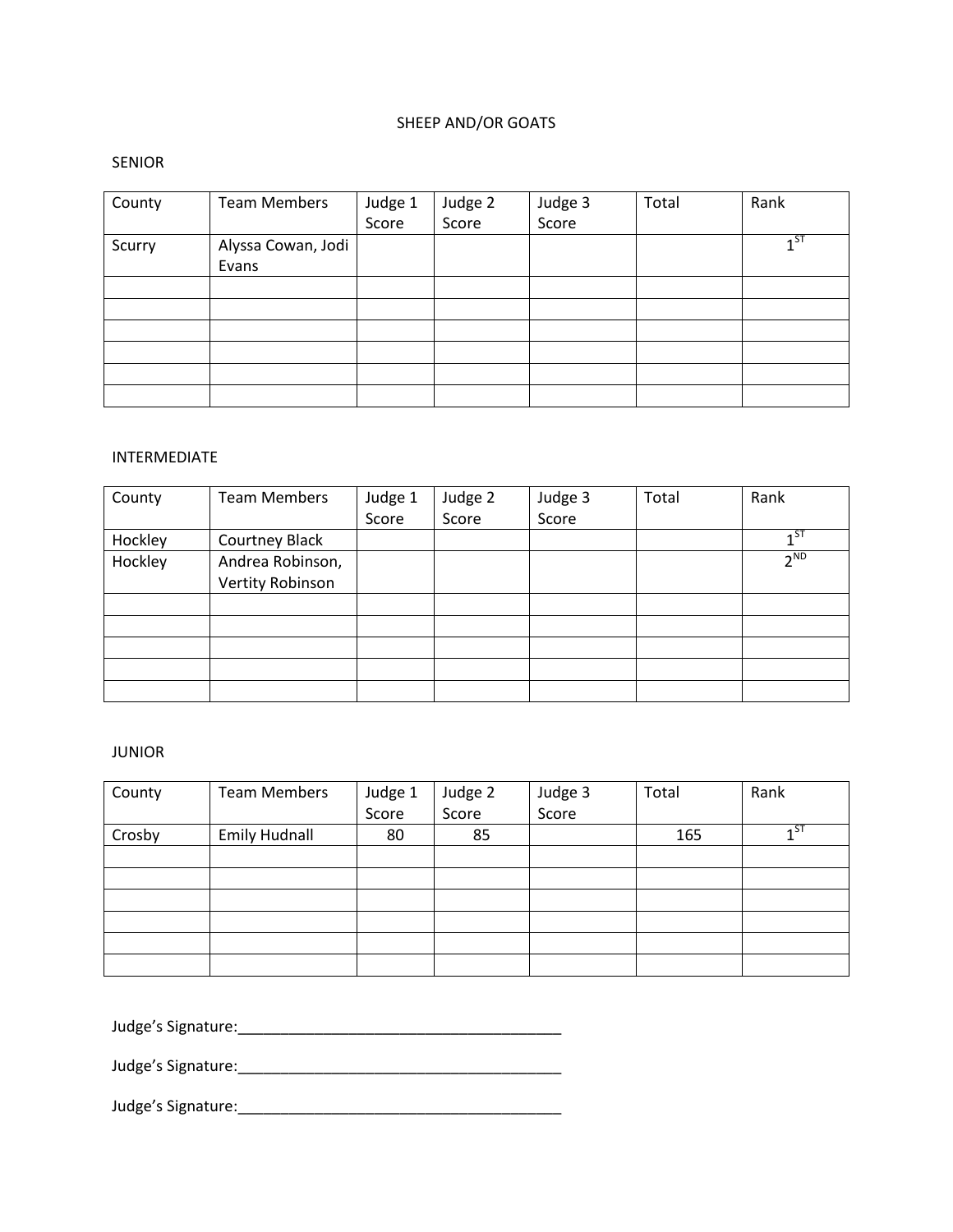# SHEEP AND/OR GOATS

## SENIOR

| County | Team Members | Judge 1 Score | Judge 2 Score | Judge 3 Score | Total | Rank |
|---|---|---|---|---|---|---|
| Scurry | Alyssa Cowan, Jodi Evans | | | | | 1ST |
| | | | | | | |
| | | | | | | |
| | | | | | | |
| | | | | | | |
| | | | | | | |
| | | | | | | |

## INTERMEDIATE

| County | Team Members | Judge 1 Score | Judge 2 Score | Judge 3 Score | Total | Rank |
|---|---|---|---|---|---|---|
| Hockley | Courtney Black | | | | | 1ST |
| Hockley | Andrea Robinson, Vertity Robinson | | | | | 2ND |
| | | | | | | |
| | | | | | | |
| | | | | | | |
| | | | | | | |
| | | | | | | |

## JUNIOR

| County | Team Members | Judge 1 Score | Judge 2 Score | Judge 3 Score | Total | Rank |
|---|---|---|---|---|---|---|
| Crosby | Emily Hudnall | 80 | 85 | | 165 | 1ST |
| | | | | | | |
| | | | | | | |
| | | | | | | |
| | | | | | | |
| | | | | | | |
| | | | | | | |

Judge's Signature:_______________________________________

Judge's Signature:_______________________________________

Judge's Signature:_______________________________________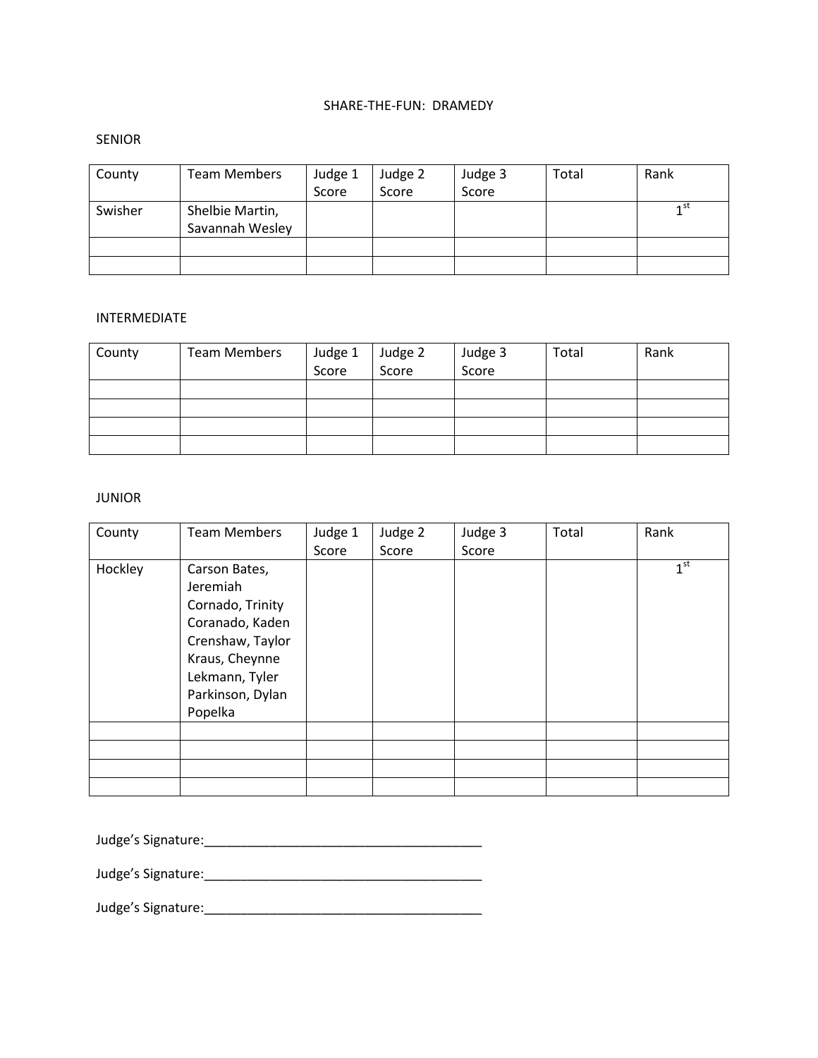# SHARE-THE-FUN: DRAMEDY

## SENIOR

| County | Team Members | Judge 1 Score | Judge 2 Score | Judge 3 Score | Total | Rank |
|---|---|---|---|---|---|---|
| Swisher | Shelbie Martin, Savannah Wesley | | | | | 1st |
| | | | | | | |
| | | | | | | |

## INTERMEDIATE

| County | Team Members | Judge 1 Score | Judge 2 Score | Judge 3 Score | Total | Rank |
|---|---|---|---|---|---|---|
| | | | | | | |
| | | | | | | |
| | | | | | | |
| | | | | | | |

## JUNIOR

| County | Team Members | Judge 1 Score | Judge 2 Score | Judge 3 Score | Total | Rank |
|---|---|---|---|---|---|---|
| Hockley | Carson Bates, Jeremiah Cornado, Trinity Coranado, Kaden Crenshaw, Taylor Kraus, Cheynne Lekmann, Tyler Parkinson, Dylan Popelka | | | | | 1st |
| | | | | | | |
| | | | | | | |
| | | | | | | |
| | | | | | | |

Judge's Signature:_______________________________________

Judge's Signature:_______________________________________

Judge's Signature:_______________________________________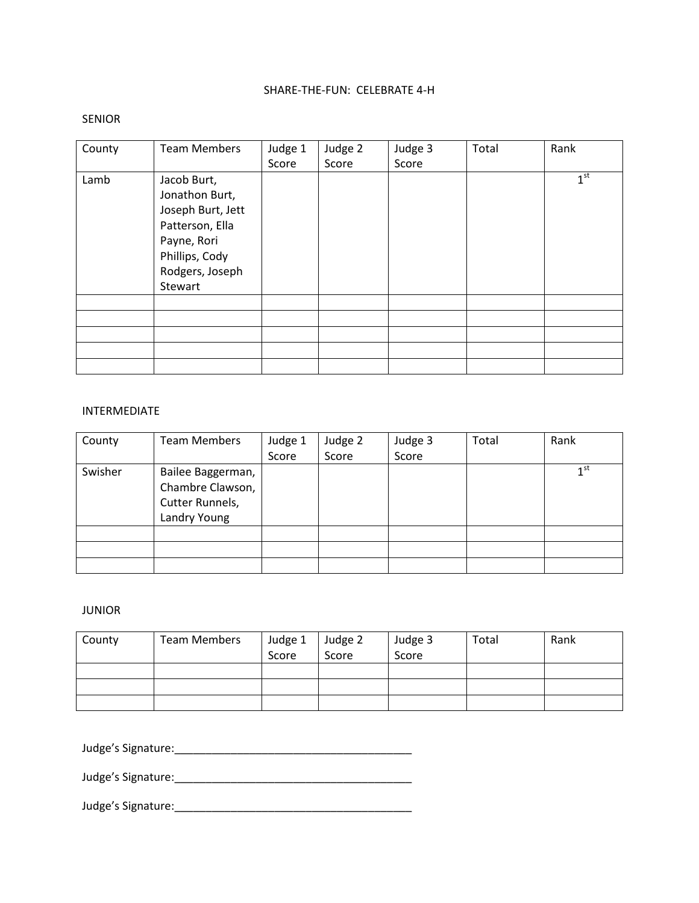SHARE-THE-FUN: CELEBRATE 4-H

SENIOR

| County | Team Members | Judge 1 Score | Judge 2 Score | Judge 3 Score | Total | Rank |
|---|---|---|---|---|---|---|
| Lamb | Jacob Burt, Jonathon Burt, Joseph Burt, Jett Patterson, Ella Payne, Rori Phillips, Cody Rodgers, Joseph Stewart | | | | | 1st |
| | | | | | | |
| | | | | | | |
| | | | | | | |
| | | | | | | |
| | | | | | | |

INTERMEDIATE

| County | Team Members | Judge 1 Score | Judge 2 Score | Judge 3 Score | Total | Rank |
|---|---|---|---|---|---|---|
| Swisher | Bailee Baggerman, Chambre Clawson, Cutter Runnels, Landry Young | | | | | 1st |
| | | | | | | |
| | | | | | | |
| | | | | | | |

JUNIOR

| County | Team Members | Judge 1 Score | Judge 2 Score | Judge 3 Score | Total | Rank |
|---|---|---|---|---|---|---|
| | | | | | | |
| | | | | | | |
| | | | | | | |

Judge's Signature:_______________________________________

Judge's Signature:_______________________________________

Judge's Signature:_______________________________________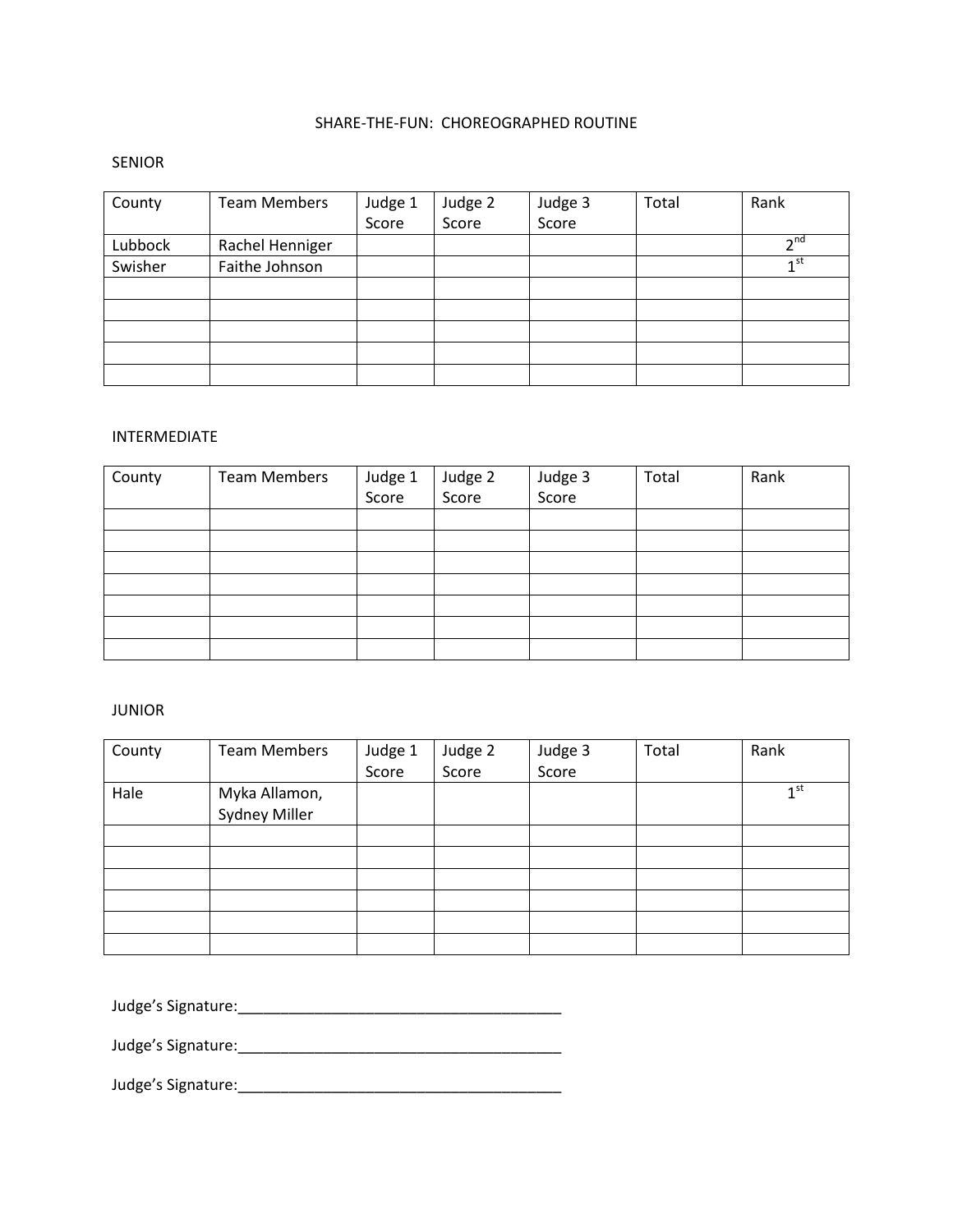# SHARE-THE-FUN: CHOREOGRAPHED ROUTINE

## SENIOR

| County | Team Members | Judge 1 Score | Judge 2 Score | Judge 3 Score | Total | Rank |
|---|---|---|---|---|---|---|
| Lubbock | Rachel Henniger | | | | | 2nd |
| Swisher | Faithe Johnson | | | | | 1st |
| | | | | | | |
| | | | | | | |
| | | | | | | |
| | | | | | | |
| | | | | | | |

## INTERMEDIATE

| County | Team Members | Judge 1 Score | Judge 2 Score | Judge 3 Score | Total | Rank |
|---|---|---|---|---|---|---|
| | | | | | | |
| | | | | | | |
| | | | | | | |
| | | | | | | |
| | | | | | | |
| | | | | | | |
| | | | | | | |

## JUNIOR

| County | Team Members | Judge 1 Score | Judge 2 Score | Judge 3 Score | Total | Rank |
|---|---|---|---|---|---|---|
| Hale | Myka Allamon, Sydney Miller | | | | | 1st |
| | | | | | | |
| | | | | | | |
| | | | | | | |
| | | | | | | |
| | | | | | | |
| | | | | | | |

Judge's Signature:_______________________________________

Judge's Signature:_______________________________________

Judge's Signature:_______________________________________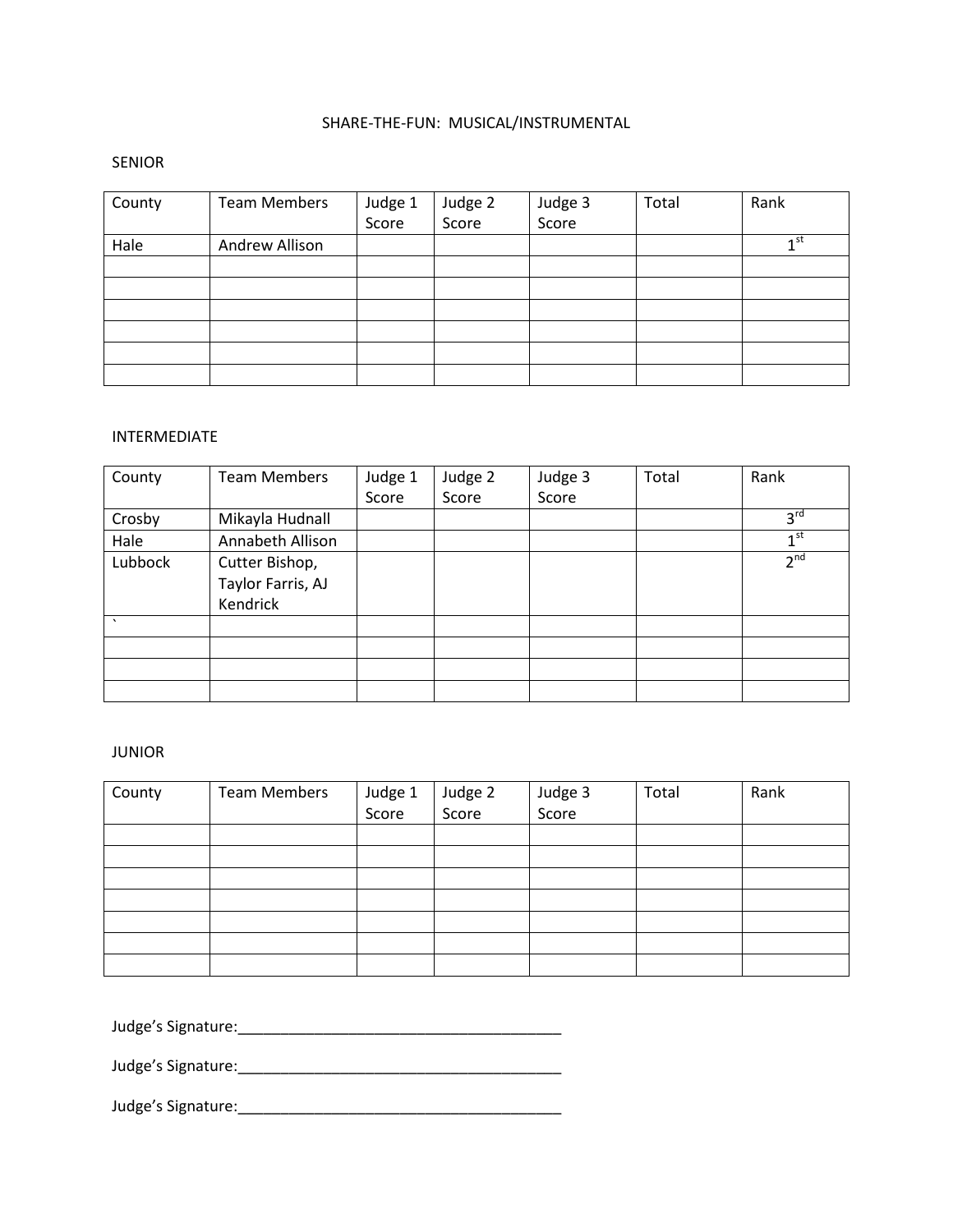# SHARE-THE-FUN: MUSICAL/INSTRUMENTAL

## SENIOR

| County | Team Members | Judge 1 Score | Judge 2 Score | Judge 3 Score | Total | Rank |
|---|---|---|---|---|---|---|
| Hale | Andrew Allison | | | | | 1st |
| | | | | | | |
| | | | | | | |
| | | | | | | |
| | | | | | | |
| | | | | | | |
| | | | | | | |

## INTERMEDIATE

| County | Team Members | Judge 1 Score | Judge 2 Score | Judge 3 Score | Total | Rank |
|---|---|---|---|---|---|---|
| Crosby | Mikayla Hudnall | | | | | 3rd |
| Hale | Annabeth Allison | | | | | 1st |
| Lubbock | Cutter Bishop, Taylor Farris, AJ Kendrick | | | | | 2nd |
| ` | | | | | | |
| | | | | | | |
| | | | | | | |
| | | | | | | |

## JUNIOR

| County | Team Members | Judge 1 Score | Judge 2 Score | Judge 3 Score | Total | Rank |
|---|---|---|---|---|---|---|
| | | | | | | |
| | | | | | | |
| | | | | | | |
| | | | | | | |
| | | | | | | |
| | | | | | | |
| | | | | | | |

Judge's Signature:_______________________________________

Judge's Signature:_______________________________________

Judge's Signature:_______________________________________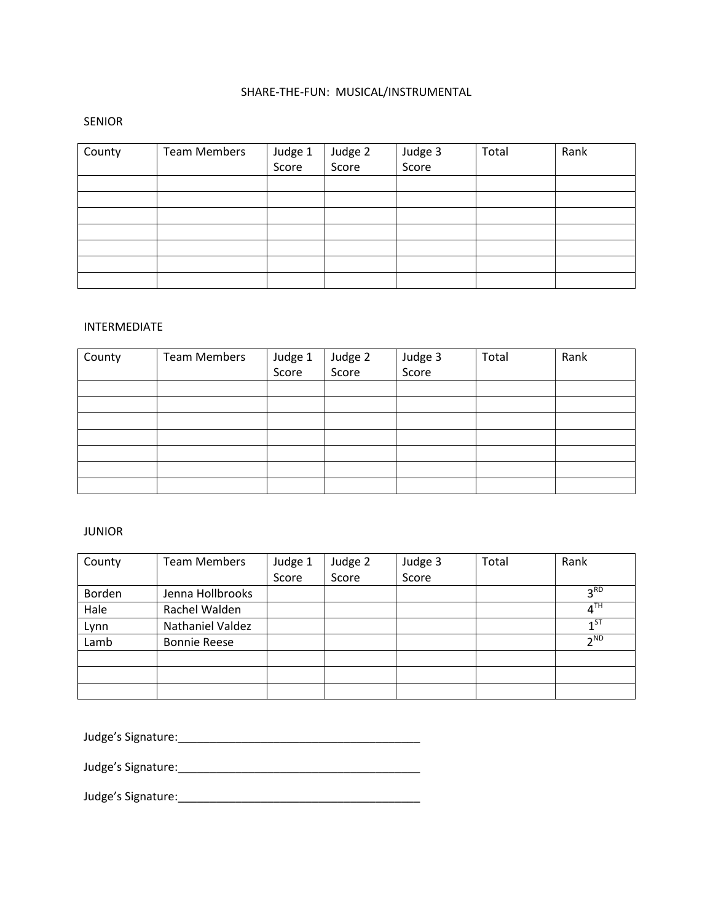# SHARE-THE-FUN: MUSICAL/INSTRUMENTAL

## SENIOR

| County | Team Members | Judge 1 Score | Judge 2 Score | Judge 3 Score | Total | Rank |
|---|---|---|---|---|---|---|
| | | | | | | |
| | | | | | | |
| | | | | | | |
| | | | | | | |
| | | | | | | |
| | | | | | | |
| | | | | | | |

## INTERMEDIATE

| County | Team Members | Judge 1 Score | Judge 2 Score | Judge 3 Score | Total | Rank |
|---|---|---|---|---|---|---|
| | | | | | | |
| | | | | | | |
| | | | | | | |
| | | | | | | |
| | | | | | | |
| | | | | | | |
| | | | | | | |

## JUNIOR

| County | Team Members | Judge 1 Score | Judge 2 Score | Judge 3 Score | Total | Rank |
|---|---|---|---|---|---|---|
| Borden | Jenna Hollbrooks | | | | | 3RD |
| Hale | Rachel Walden | | | | | 4TH |
| Lynn | Nathaniel Valdez | | | | | 1ST |
| Lamb | Bonnie Reese | | | | | 2ND |
| | | | | | | |
| | | | | | | |
| | | | | | | |

Judge's Signature:_______________________________________

Judge's Signature:_______________________________________

Judge's Signature:_______________________________________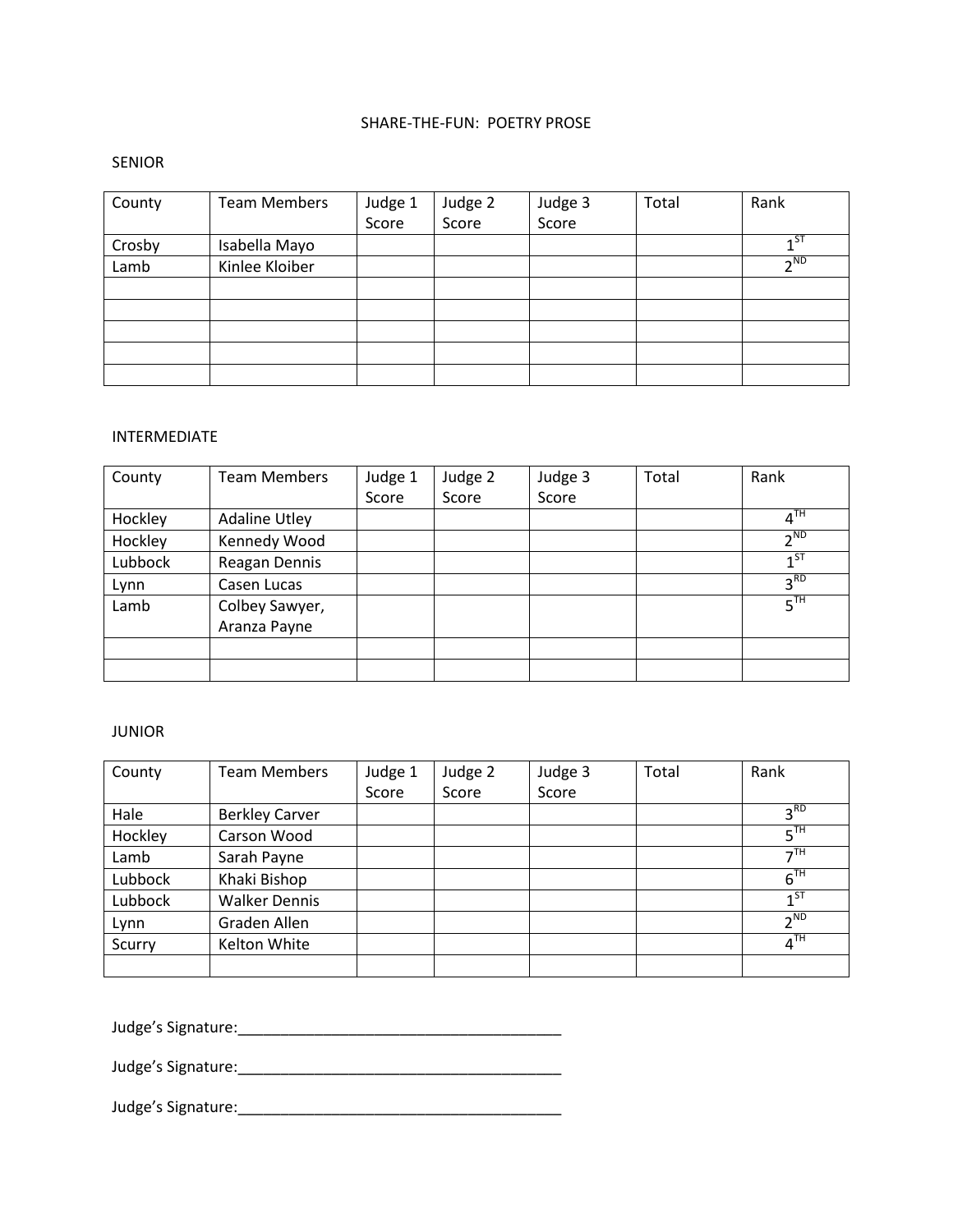# SHARE-THE-FUN: POETRY PROSE

## SENIOR

| County | Team Members | Judge 1 Score | Judge 2 Score | Judge 3 Score | Total | Rank |
|---|---|---|---|---|---|---|
| Crosby | Isabella Mayo | | | | | 1ST |
| Lamb | Kinlee Kloiber | | | | | 2ND |
| | | | | | | |
| | | | | | | |
| | | | | | | |
| | | | | | | |
| | | | | | | |

## INTERMEDIATE

| County | Team Members | Judge 1 Score | Judge 2 Score | Judge 3 Score | Total | Rank |
|---|---|---|---|---|---|---|
| Hockley | Adaline Utley | | | | | 4TH |
| Hockley | Kennedy Wood | | | | | 2ND |
| Lubbock | Reagan Dennis | | | | | 1ST |
| Lynn | Casen Lucas | | | | | 3RD |
| Lamb | Colbey Sawyer, Aranza Payne | | | | | 5TH |
| | | | | | | |
| | | | | | | |

## JUNIOR

| County | Team Members | Judge 1 Score | Judge 2 Score | Judge 3 Score | Total | Rank |
|---|---|---|---|---|---|---|
| Hale | Berkley Carver | | | | | 3RD |
| Hockley | Carson Wood | | | | | 5TH |
| Lamb | Sarah Payne | | | | | 7TH |
| Lubbock | Khaki Bishop | | | | | 6TH |
| Lubbock | Walker Dennis | | | | | 1ST |
| Lynn | Graden Allen | | | | | 2ND |
| Scurry | Kelton White | | | | | 4TH |
| | | | | | | |

Judge's Signature:_______________________________________

Judge's Signature:_______________________________________

Judge's Signature:_______________________________________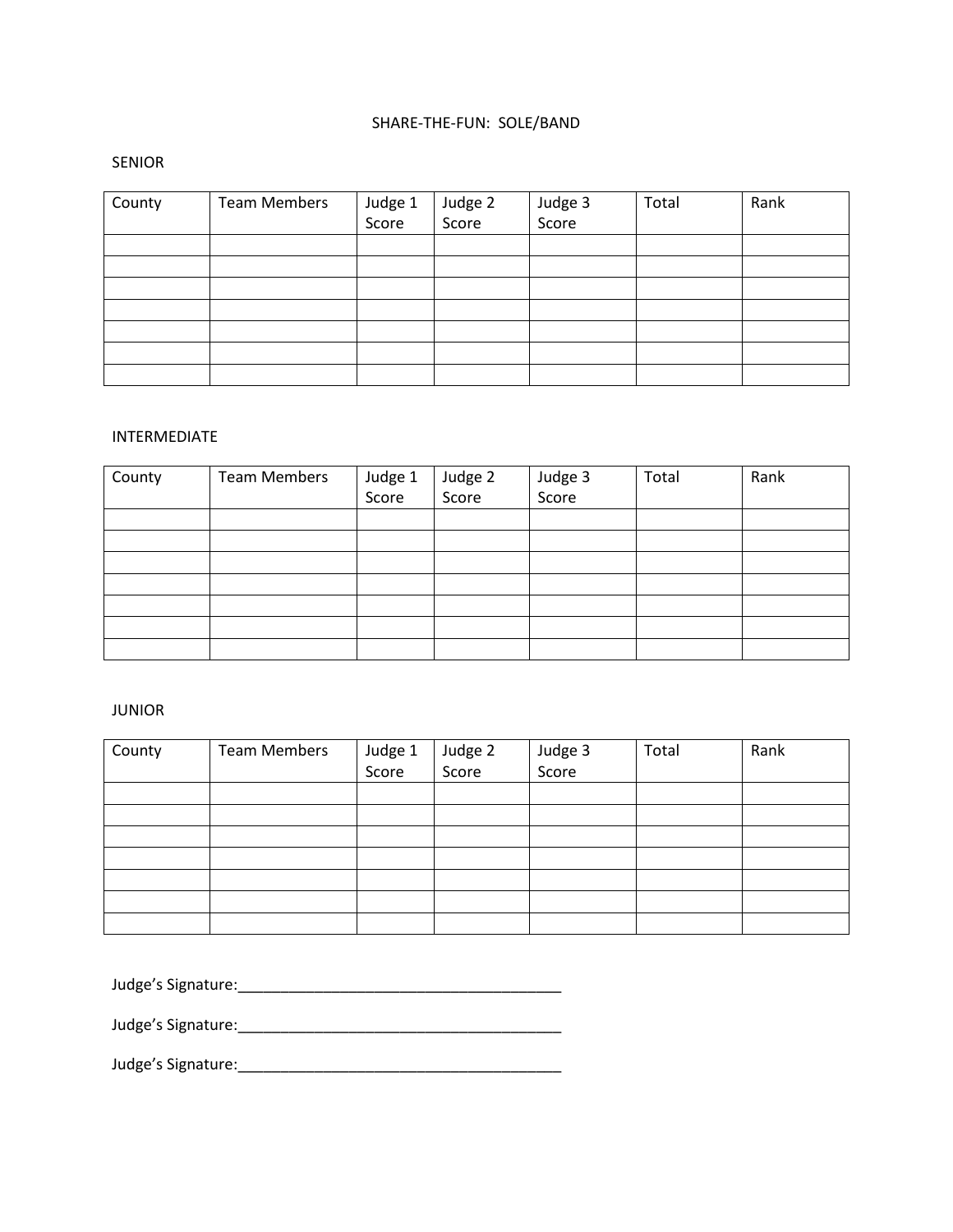# SHARE-THE-FUN: SOLE/BAND

## SENIOR

| County | Team Members | Judge 1 Score | Judge 2 Score | Judge 3 Score | Total | Rank |
|---|---|---|---|---|---|---|
| | | | | | | |
| | | | | | | |
| | | | | | | |
| | | | | | | |
| | | | | | | |
| | | | | | | |
| | | | | | | |

## INTERMEDIATE

| County | Team Members | Judge 1 Score | Judge 2 Score | Judge 3 Score | Total | Rank |
|---|---|---|---|---|---|---|
| | | | | | | |
| | | | | | | |
| | | | | | | |
| | | | | | | |
| | | | | | | |
| | | | | | | |
| | | | | | | |

## JUNIOR

| County | Team Members | Judge 1 Score | Judge 2 Score | Judge 3 Score | Total | Rank |
|---|---|---|---|---|---|---|
| | | | | | | |
| | | | | | | |
| | | | | | | |
| | | | | | | |
| | | | | | | |
| | | | | | | |
| | | | | | | |

Judge's Signature:_______________________________________

Judge's Signature:_______________________________________

Judge's Signature:_______________________________________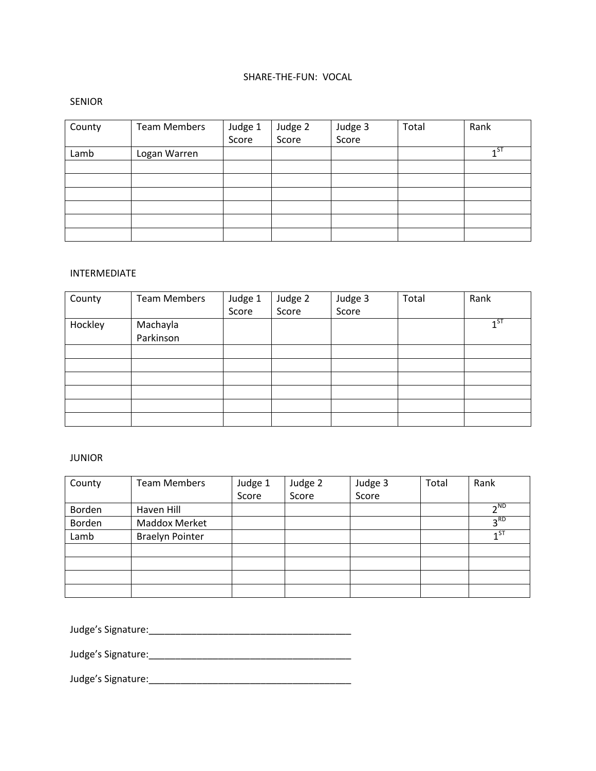SHARE-THE-FUN: VOCAL

SENIOR

| County | Team Members | Judge 1 Score | Judge 2 Score | Judge 3 Score | Total | Rank |
|---|---|---|---|---|---|---|
| Lamb | Logan Warren | | | | | 1ST |
| | | | | | | |
| | | | | | | |
| | | | | | | |
| | | | | | | |
| | | | | | | |
| | | | | | | |

INTERMEDIATE

| County | Team Members | Judge 1 Score | Judge 2 Score | Judge 3 Score | Total | Rank |
|---|---|---|---|---|---|---|
| Hockley | Machayla Parkinson | | | | | 1ST |
| | | | | | | |
| | | | | | | |
| | | | | | | |
| | | | | | | |
| | | | | | | |
| | | | | | | |

JUNIOR

| County | Team Members | Judge 1 Score | Judge 2 Score | Judge 3 Score | Total | Rank |
|---|---|---|---|---|---|---|
| Borden | Haven Hill | | | | | 2ND |
| Borden | Maddox Merket | | | | | 3RD |
| Lamb | Braelyn Pointer | | | | | 1ST |
| | | | | | | |
| | | | | | | |
| | | | | | | |
| | | | | | | |

Judge's Signature:_______________________________________

Judge's Signature:_______________________________________

Judge's Signature:_______________________________________